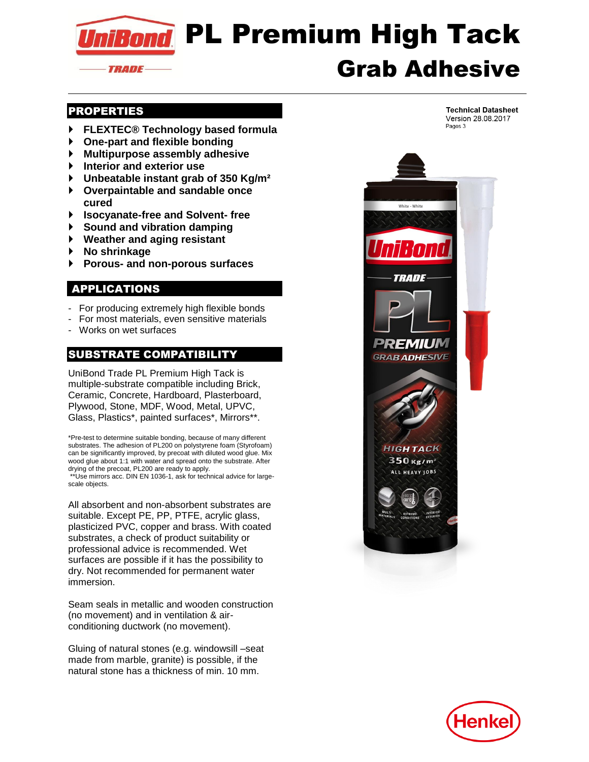# PL Premium High Tack Grab Adhesive

Technical Datasheet
Version 28.08.2017
Pages 3

## PROPERTIES

- **FLEXTEC® Technology based formula**
- **One-part and flexible bonding**
- **Multipurpose assembly adhesive**
- **Interior and exterior use**
- **Unbeatable instant grab of 350 Kg/m²**
- **Overpaintable and sandable once cured**
- **Isocyanate-free and Solvent- free**
- **Sound and vibration damping**
- **Weather and aging resistant**
- **No shrinkage**
- **Porous- and non-porous surfaces**

## APPLICATIONS

- For producing extremely high flexible bonds
- For most materials, even sensitive materials
- Works on wet surfaces

## SUBSTRATE COMPATIBILITY

UniBond Trade PL Premium High Tack is multiple-substrate compatible including Brick, Ceramic, Concrete, Hardboard, Plasterboard, Plywood, Stone, MDF, Wood, Metal, UPVC, Glass, Plastics*, painted surfaces*, Mirrors**.

*Pre-test to determine suitable bonding, because of many different substrates. The adhesion of PL200 on polystyrene foam (Styrofoam) can be significantly improved, by precoat with diluted wood glue. Mix wood glue about 1:1 with water and spread onto the substrate. After drying of the precoat, PL200 are ready to apply.
**Use mirrors acc. DIN EN 1036-1, ask for technical advice for large-scale objects.

All absorbent and non-absorbent substrates are suitable. Except PE, PP, PTFE, acrylic glass, plasticized PVC, copper and brass. With coated substrates, a check of product suitability or professional advice is recommended. Wet surfaces are possible if it has the possibility to dry. Not recommended for permanent water immersion.

Seam seals in metallic and wooden construction (no movement) and in ventilation & air-conditioning ductwork (no movement).

Gluing of natural stones (e.g. windowsill –seat made from marble, granite) is possible, if the natural stone has a thickness of min. 10 mm.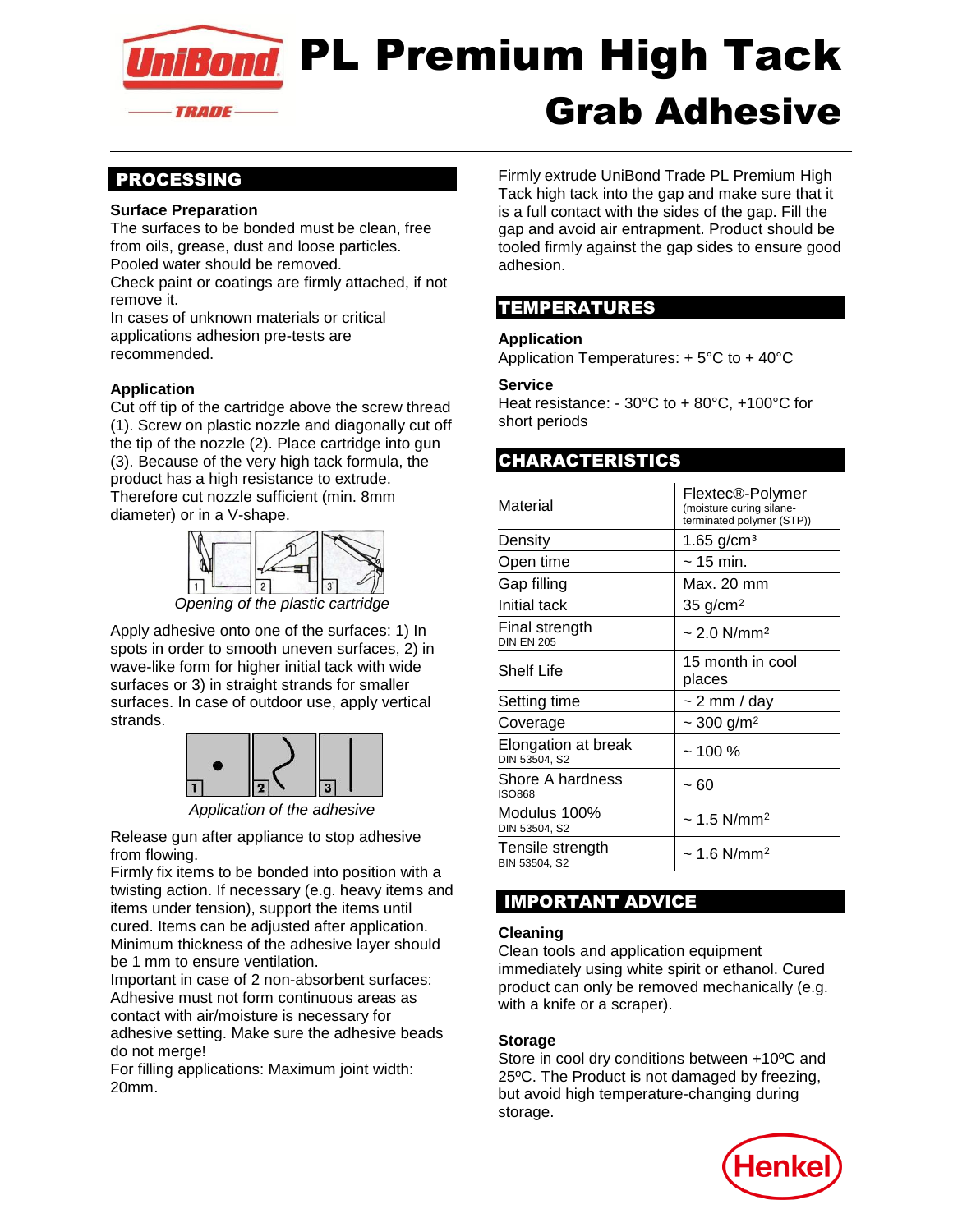# PL Premium High Tack Grab Adhesive

## PROCESSING

**Surface Preparation**

The surfaces to be bonded must be clean, free from oils, grease, dust and loose particles. Pooled water should be removed.
Check paint or coatings are firmly attached, if not remove it.
In cases of unknown materials or critical applications adhesion pre-tests are recommended.

**Application**

Cut off tip of the cartridge above the screw thread (1). Screw on plastic nozzle and diagonally cut off the tip of the nozzle (2). Place cartridge into gun (3). Because of the very high tack formula, the product has a high resistance to extrude. Therefore cut nozzle sufficient (min. 8mm diameter) or in a V-shape.

*Opening of the plastic cartridge*

Apply adhesive onto one of the surfaces: 1) In spots in order to smooth uneven surfaces, 2) in wave-like form for higher initial tack with wide surfaces or 3) in straight strands for smaller surfaces. In case of outdoor use, apply vertical strands.

*Application of the adhesive*

Release gun after appliance to stop adhesive from flowing.
Firmly fix items to be bonded into position with a twisting action. If necessary (e.g. heavy items and items under tension), support the items until cured. Items can be adjusted after application.
Minimum thickness of the adhesive layer should be 1 mm to ensure ventilation.
Important in case of 2 non-absorbent surfaces: Adhesive must not form continuous areas as contact with air/moisture is necessary for adhesive setting. Make sure the adhesive beads do not merge!
For filling applications: Maximum joint width: 20mm.

Firmly extrude UniBond Trade PL Premium High Tack high tack into the gap and make sure that it is a full contact with the sides of the gap. Fill the gap and avoid air entrapment. Product should be tooled firmly against the gap sides to ensure good adhesion.

## TEMPERATURES

**Application**

Application Temperatures: + 5°C to + 40°C

**Service**

Heat resistance: - 30°C to + 80°C, +100°C for short periods

## CHARACTERISTICS

| Property | Value |
|---|---|
| Material | Flextec®-Polymer (moisture curing silane-terminated polymer (STP)) |
| Density | 1.65 g/cm³ |
| Open time | ~ 15 min. |
| Gap filling | Max. 20 mm |
| Initial tack | 35 g/cm² |
| Final strength DIN EN 205 | ~ 2.0 N/mm² |
| Shelf Life | 15 month in cool places |
| Setting time | ~ 2 mm / day |
| Coverage | ~ 300 g/m² |
| Elongation at break DIN 53504, S2 | ~ 100 % |
| Shore A hardness ISO868 | ~ 60 |
| Modulus 100% DIN 53504, S2 | ~ 1.5 N/mm² |
| Tensile strength BIN 53504, S2 | ~ 1.6 N/mm² |

## IMPORTANT ADVICE

**Cleaning**

Clean tools and application equipment immediately using white spirit or ethanol. Cured product can only be removed mechanically (e.g. with a knife or a scraper).

**Storage**

Store in cool dry conditions between +10ºC and 25ºC. The Product is not damaged by freezing, but avoid high temperature-changing during storage.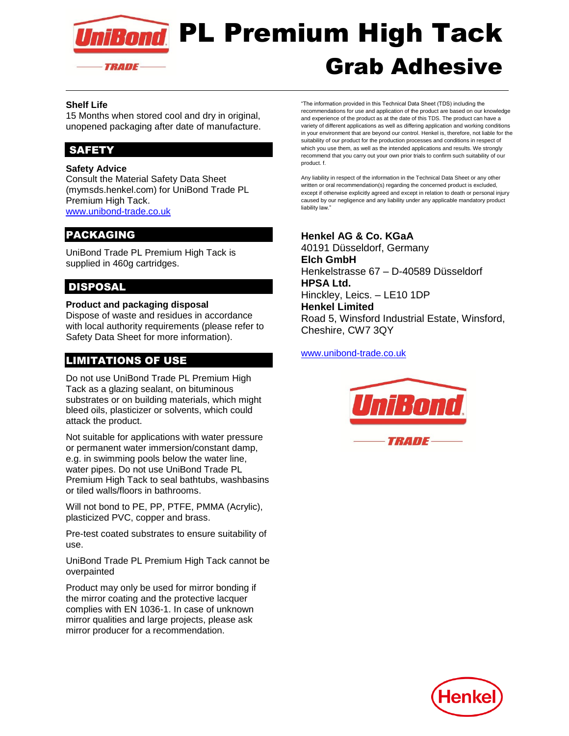# PL Premium High Tack Grab Adhesive

**Shelf Life**
15 Months when stored cool and dry in original, unopened packaging after date of manufacture.

## SAFETY

**Safety Advice**
Consult the Material Safety Data Sheet (mymsds.henkel.com) for UniBond Trade PL Premium High Tack.
www.unibond-trade.co.uk

## PACKAGING

UniBond Trade PL Premium High Tack is supplied in 460g cartridges.

## DISPOSAL

**Product and packaging disposal**
Dispose of waste and residues in accordance with local authority requirements (please refer to Safety Data Sheet for more information).

## LIMITATIONS OF USE

Do not use UniBond Trade PL Premium High Tack as a glazing sealant, on bituminous substrates or on building materials, which might bleed oils, plasticizer or solvents, which could attack the product.

Not suitable for applications with water pressure or permanent water immersion/constant damp, e.g. in swimming pools below the water line, water pipes. Do not use UniBond Trade PL Premium High Tack to seal bathtubs, washbasins or tiled walls/floors in bathrooms.

Will not bond to PE, PP, PTFE, PMMA (Acrylic), plasticized PVC, copper and brass.

Pre-test coated substrates to ensure suitability of use.

UniBond Trade PL Premium High Tack cannot be overpainted

Product may only be used for mirror bonding if the mirror coating and the protective lacquer complies with EN 1036-1. In case of unknown mirror qualities and large projects, please ask mirror producer for a recommendation.

"The information provided in this Technical Data Sheet (TDS) including the recommendations for use and application of the product are based on our knowledge and experience of the product as at the date of this TDS. The product can have a variety of different applications as well as differing application and working conditions in your environment that are beyond our control. Henkel is, therefore, not liable for the suitability of our product for the production processes and conditions in respect of which you use them, as well as the intended applications and results. We strongly recommend that you carry out your own prior trials to confirm such suitability of our product. f.

Any liability in respect of the information in the Technical Data Sheet or any other written or oral recommendation(s) regarding the concerned product is excluded, except if otherwise explicitly agreed and except in relation to death or personal injury caused by our negligence and any liability under any applicable mandatory product liability law."

**Henkel AG & Co. KGaA**
40191 Düsseldorf, Germany
**Elch GmbH**
Henkelstrasse 67 – D-40589 Düsseldorf
**HPSA Ltd.**
Hinckley, Leics. – LE10 1DP
**Henkel Limited**
Road 5, Winsford Industrial Estate, Winsford, Cheshire, CW7 3QY

www.unibond-trade.co.uk